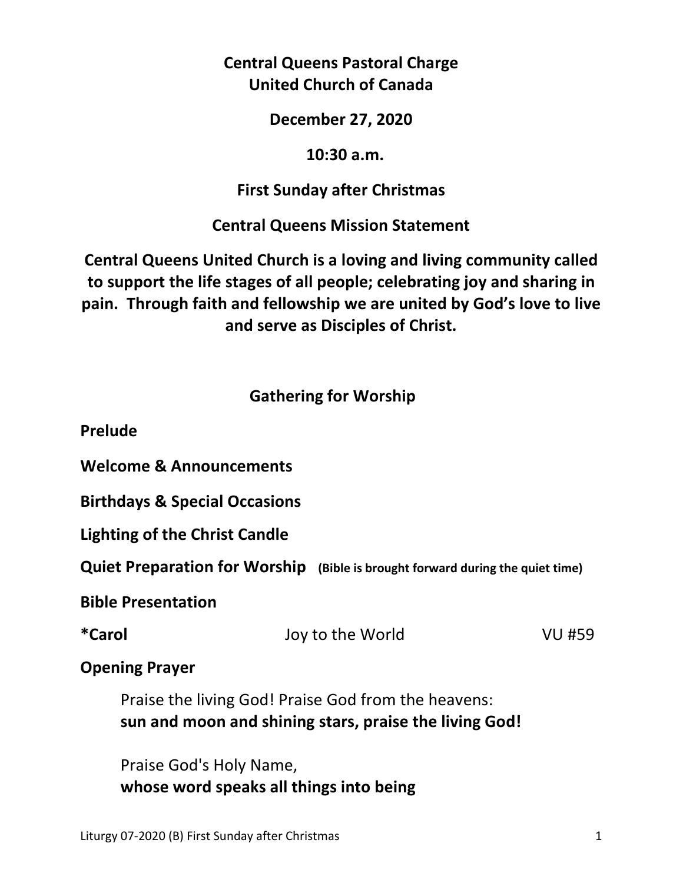# Central Queens Pastoral Charge
# United Church of Canada

**December 27, 2020**

**10:30 a.m.**

**First Sunday after Christmas**

## Central Queens Mission Statement

**Central Queens United Church is a loving and living community called to support the life stages of all people; celebrating joy and sharing in pain. Through faith and fellowship we are united by God's love to live and serve as Disciples of Christ.**

## Gathering for Worship

**Prelude**

**Welcome & Announcements**

**Birthdays & Special Occasions**

**Lighting of the Christ Candle**

**Quiet Preparation for Worship** **(Bible is brought forward during the quiet time)**

**Bible Presentation**

**\*Carol** Joy to the World VU #59

**Opening Prayer**

> Praise the living God! Praise God from the heavens:
> **sun and moon and shining stars, praise the living God!**
>
> Praise God's Holy Name,
> **whose word speaks all things into being**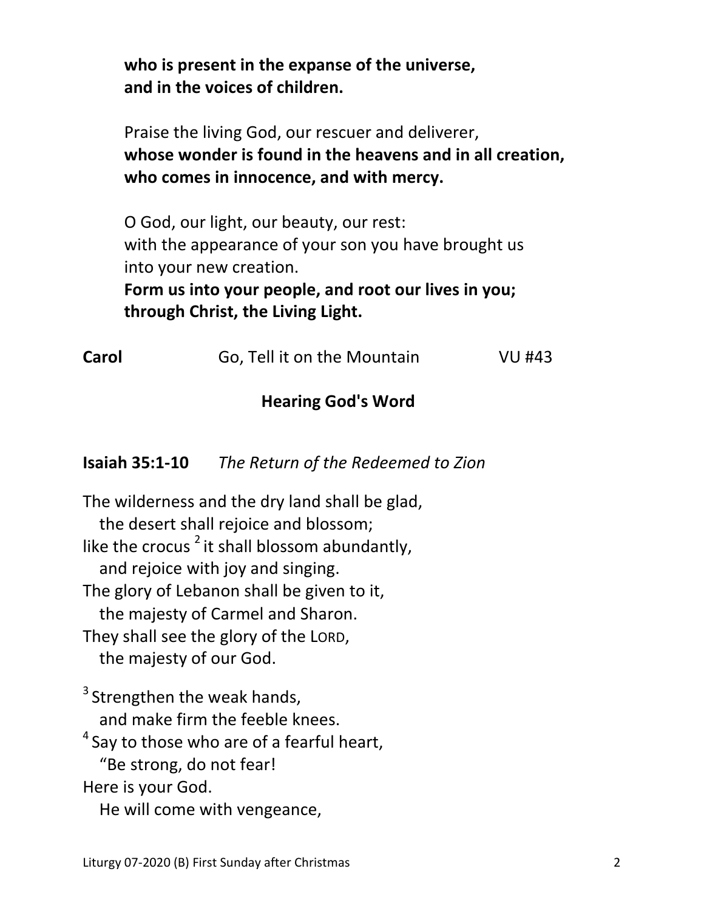**who is present in the expanse of the universe,**
**and in the voices of children.**

Praise the living God, our rescuer and deliverer,
**whose wonder is found in the heavens and in all creation,**
**who comes in innocence, and with mercy.**

O God, our light, our beauty, our rest:
with the appearance of your son you have brought us
into your new creation.
**Form us into your people, and root our lives in you;**
**through Christ, the Living Light.**

**Carol** Go, Tell it on the Mountain VU #43

## Hearing God's Word

**Isaiah 35:1-10** *The Return of the Redeemed to Zion*

The wilderness and the dry land shall be glad,
   the desert shall rejoice and blossom;
like the crocus [2] it shall blossom abundantly,
   and rejoice with joy and singing.
The glory of Lebanon shall be given to it,
   the majesty of Carmel and Sharon.
They shall see the glory of the LORD,
   the majesty of our God.

[3] Strengthen the weak hands,
   and make firm the feeble knees.
[4] Say to those who are of a fearful heart,
   "Be strong, do not fear!
Here is your God.
   He will come with vengeance,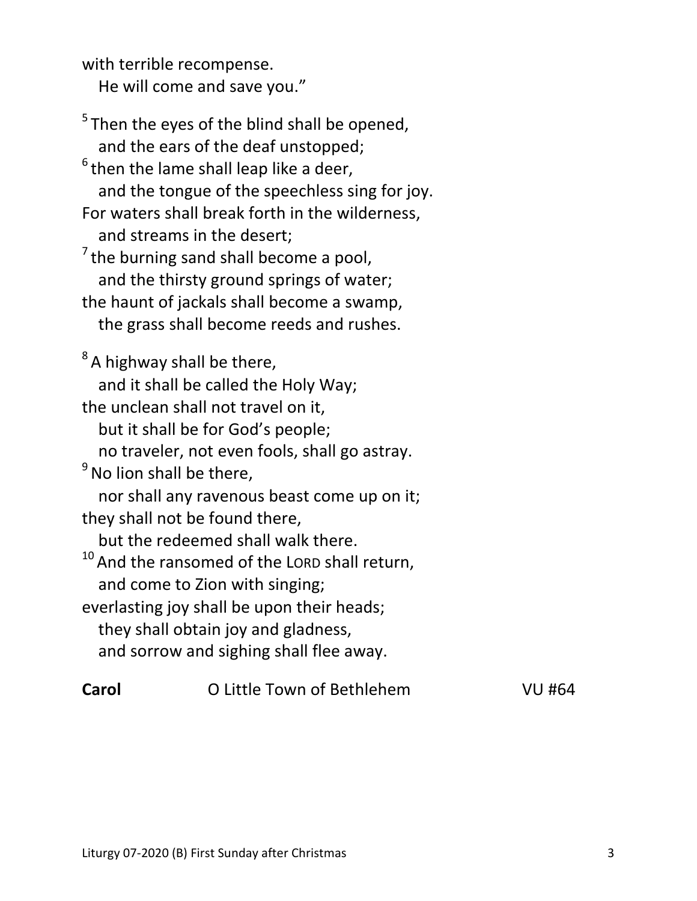with terrible recompense.
   He will come and save you."

[5] Then the eyes of the blind shall be opened,
   and the ears of the deaf unstopped;
[6] then the lame shall leap like a deer,
   and the tongue of the speechless sing for joy.
For waters shall break forth in the wilderness,
   and streams in the desert;
[7] the burning sand shall become a pool,
   and the thirsty ground springs of water;
the haunt of jackals shall become a swamp,
   the grass shall become reeds and rushes.

[8] A highway shall be there,
   and it shall be called the Holy Way;
the unclean shall not travel on it,
   but it shall be for God's people;
   no traveler, not even fools, shall go astray.
[9] No lion shall be there,
   nor shall any ravenous beast come up on it;
they shall not be found there,
   but the redeemed shall walk there.
[10] And the ransomed of the LORD shall return,
   and come to Zion with singing;
everlasting joy shall be upon their heads;
   they shall obtain joy and gladness,
   and sorrow and sighing shall flee away.

**Carol** O Little Town of Bethlehem VU #64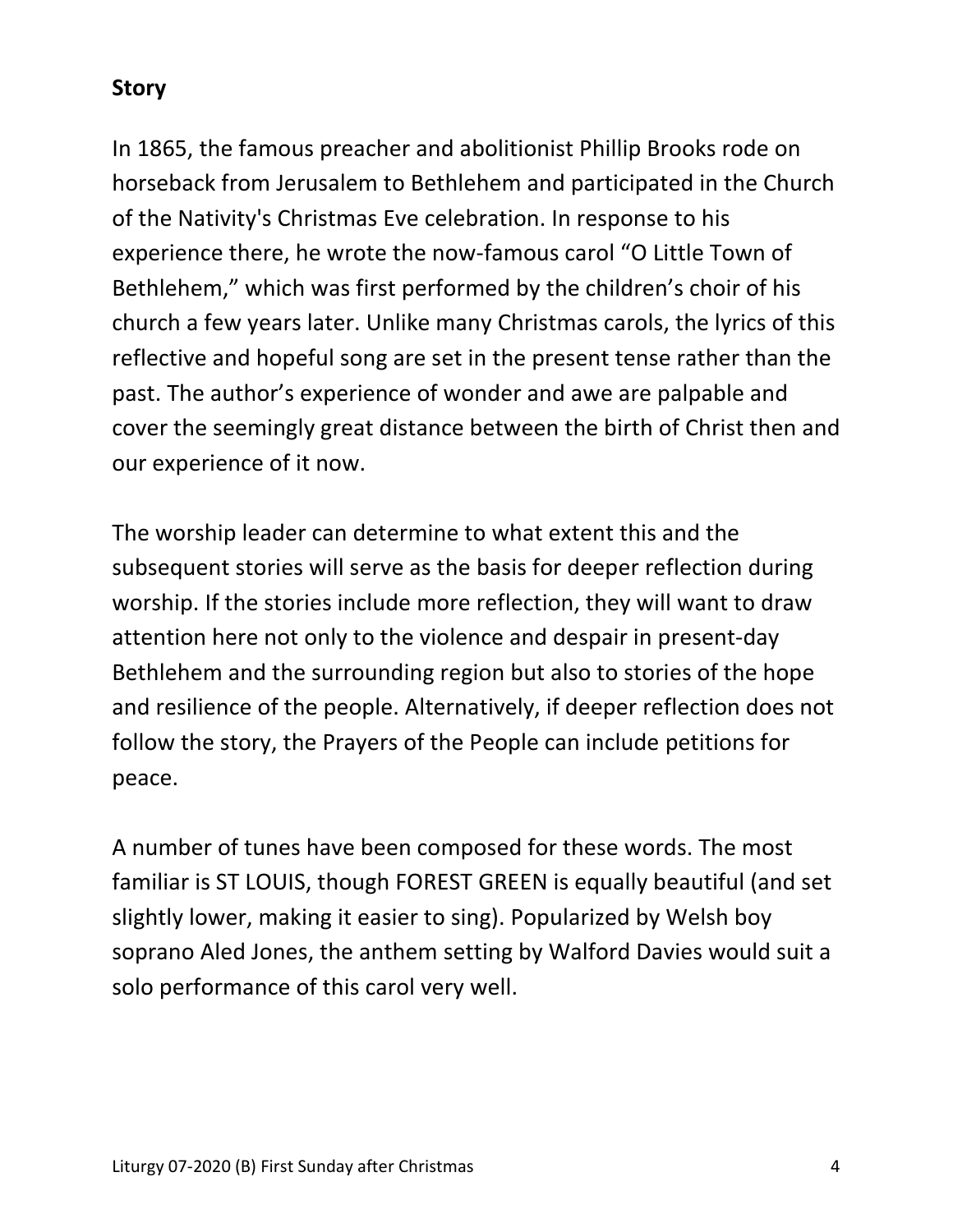**Story**

In 1865, the famous preacher and abolitionist Phillip Brooks rode on horseback from Jerusalem to Bethlehem and participated in the Church of the Nativity's Christmas Eve celebration. In response to his experience there, he wrote the now-famous carol "O Little Town of Bethlehem," which was first performed by the children's choir of his church a few years later. Unlike many Christmas carols, the lyrics of this reflective and hopeful song are set in the present tense rather than the past. The author's experience of wonder and awe are palpable and cover the seemingly great distance between the birth of Christ then and our experience of it now.

The worship leader can determine to what extent this and the subsequent stories will serve as the basis for deeper reflection during worship. If the stories include more reflection, they will want to draw attention here not only to the violence and despair in present-day Bethlehem and the surrounding region but also to stories of the hope and resilience of the people. Alternatively, if deeper reflection does not follow the story, the Prayers of the People can include petitions for peace.

A number of tunes have been composed for these words. The most familiar is ST LOUIS, though FOREST GREEN is equally beautiful (and set slightly lower, making it easier to sing). Popularized by Welsh boy soprano Aled Jones, the anthem setting by Walford Davies would suit a solo performance of this carol very well.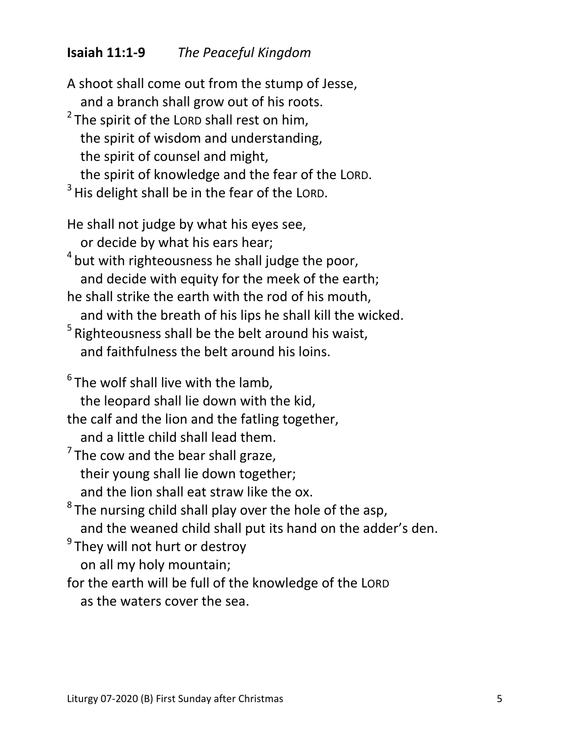**Isaiah 11:1-9** *The Peaceful Kingdom*

A shoot shall come out from the stump of Jesse,
   and a branch shall grow out of his roots.
[2] The spirit of the LORD shall rest on him,
   the spirit of wisdom and understanding,
   the spirit of counsel and might,
   the spirit of knowledge and the fear of the LORD.
[3] His delight shall be in the fear of the LORD.

He shall not judge by what his eyes see,
   or decide by what his ears hear;
[4] but with righteousness he shall judge the poor,
   and decide with equity for the meek of the earth;
he shall strike the earth with the rod of his mouth,
   and with the breath of his lips he shall kill the wicked.
[5] Righteousness shall be the belt around his waist,
   and faithfulness the belt around his loins.

[6] The wolf shall live with the lamb,
   the leopard shall lie down with the kid,
the calf and the lion and the fatling together,
   and a little child shall lead them.
[7] The cow and the bear shall graze,
   their young shall lie down together;
   and the lion shall eat straw like the ox.
[8] The nursing child shall play over the hole of the asp,
   and the weaned child shall put its hand on the adder's den.
[9] They will not hurt or destroy
   on all my holy mountain;
for the earth will be full of the knowledge of the LORD
   as the waters cover the sea.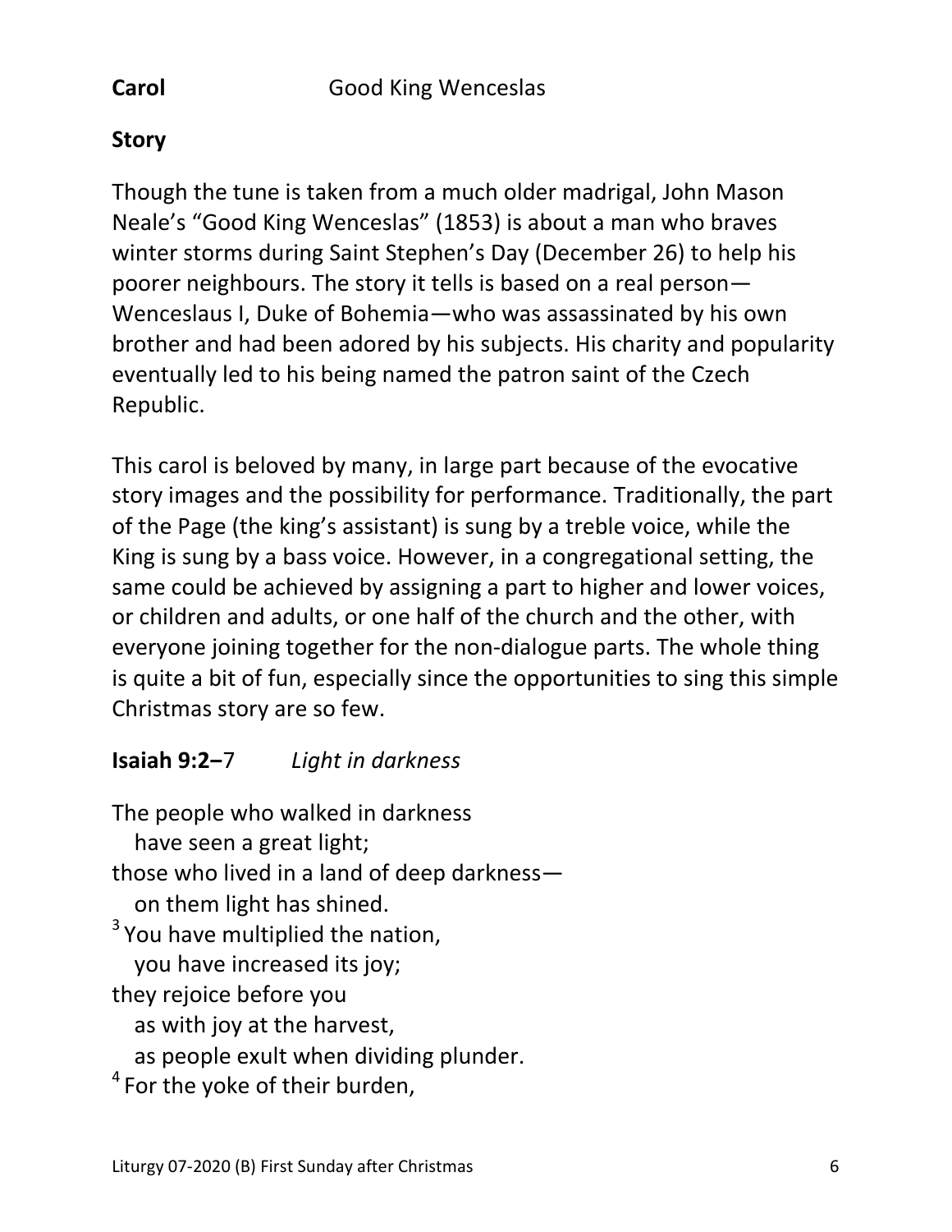**Carol** Good King Wenceslas

**Story**

Though the tune is taken from a much older madrigal, John Mason Neale's "Good King Wenceslas" (1853) is about a man who braves winter storms during Saint Stephen's Day (December 26) to help his poorer neighbours. The story it tells is based on a real person—Wenceslaus I, Duke of Bohemia—who was assassinated by his own brother and had been adored by his subjects. His charity and popularity eventually led to his being named the patron saint of the Czech Republic.

This carol is beloved by many, in large part because of the evocative story images and the possibility for performance. Traditionally, the part of the Page (the king's assistant) is sung by a treble voice, while the King is sung by a bass voice. However, in a congregational setting, the same could be achieved by assigning a part to higher and lower voices, or children and adults, or one half of the church and the other, with everyone joining together for the non-dialogue parts. The whole thing is quite a bit of fun, especially since the opportunities to sing this simple Christmas story are so few.

**Isaiah 9:2–**7 *Light in darkness*

The people who walked in darkness
  have seen a great light;
those who lived in a land of deep darkness—
  on them light has shined.
[3] You have multiplied the nation,
  you have increased its joy;
they rejoice before you
  as with joy at the harvest,
  as people exult when dividing plunder.
[4] For the yoke of their burden,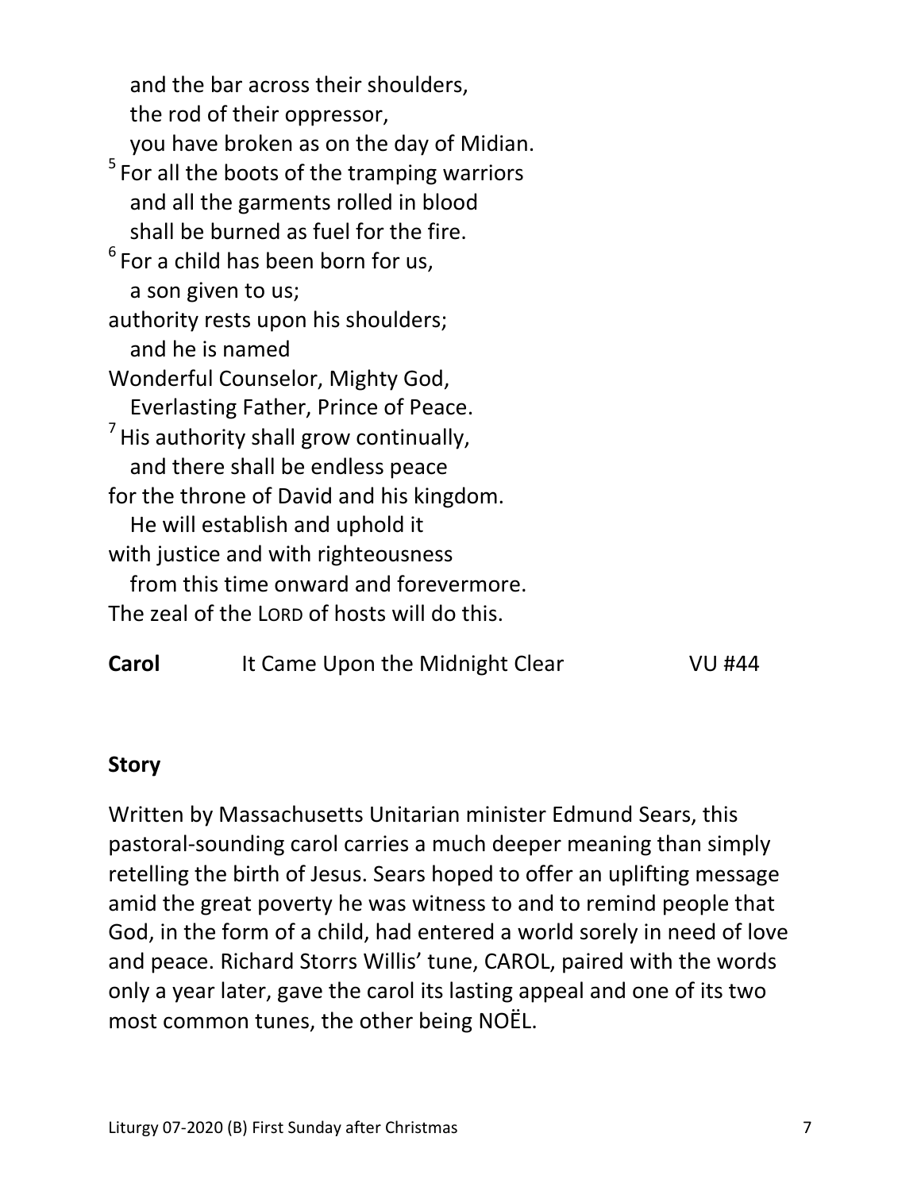and the bar across their shoulders,
the rod of their oppressor,
you have broken as on the day of Midian.
[5] For all the boots of the tramping warriors
and all the garments rolled in blood
shall be burned as fuel for the fire.
[6] For a child has been born for us,
a son given to us;
authority rests upon his shoulders;
and he is named
Wonderful Counselor, Mighty God,
Everlasting Father, Prince of Peace.
[7] His authority shall grow continually,
and there shall be endless peace
for the throne of David and his kingdom.
He will establish and uphold it
with justice and with righteousness
from this time onward and forevermore.
The zeal of the LORD of hosts will do this.

**Carol** It Came Upon the Midnight Clear VU #44

**Story**

Written by Massachusetts Unitarian minister Edmund Sears, this pastoral-sounding carol carries a much deeper meaning than simply retelling the birth of Jesus. Sears hoped to offer an uplifting message amid the great poverty he was witness to and to remind people that God, in the form of a child, had entered a world sorely in need of love and peace. Richard Storrs Willis' tune, CAROL, paired with the words only a year later, gave the carol its lasting appeal and one of its two most common tunes, the other being NOËL.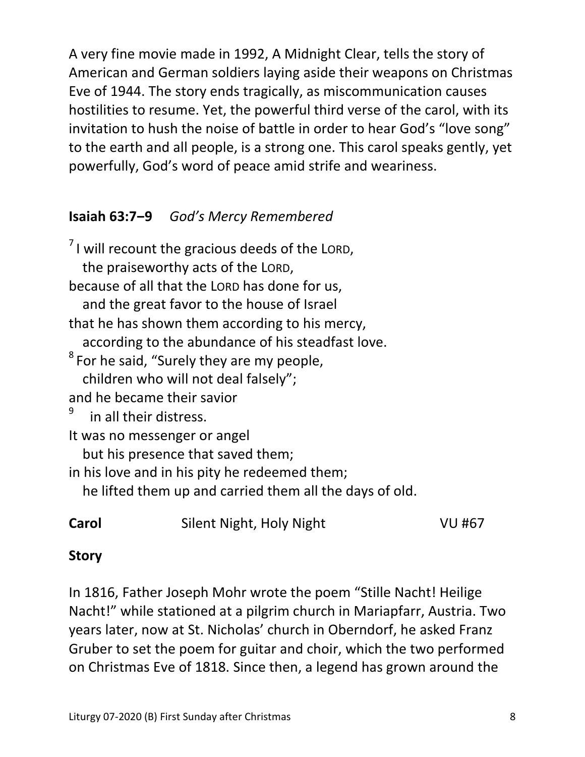A very fine movie made in 1992, A Midnight Clear, tells the story of American and German soldiers laying aside their weapons on Christmas Eve of 1944. The story ends tragically, as miscommunication causes hostilities to resume. Yet, the powerful third verse of the carol, with its invitation to hush the noise of battle in order to hear God's "love song" to the earth and all people, is a strong one. This carol speaks gently, yet powerfully, God's word of peace amid strife and weariness.

**Isaiah 63:7–9** *God's Mercy Remembered*

[7] I will recount the gracious deeds of the LORD,
   the praiseworthy acts of the LORD,
because of all that the LORD has done for us,
   and the great favor to the house of Israel
that he has shown them according to his mercy,
   according to the abundance of his steadfast love.
[8] For he said, "Surely they are my people,
   children who will not deal falsely";
and he became their savior
[9]    in all their distress.
It was no messenger or angel
   but his presence that saved them;
in his love and in his pity he redeemed them;
   he lifted them up and carried them all the days of old.

**Carol** Silent Night, Holy Night VU #67

**Story**

In 1816, Father Joseph Mohr wrote the poem "Stille Nacht! Heilige Nacht!" while stationed at a pilgrim church in Mariapfarr, Austria. Two years later, now at St. Nicholas' church in Oberndorf, he asked Franz Gruber to set the poem for guitar and choir, which the two performed on Christmas Eve of 1818. Since then, a legend has grown around the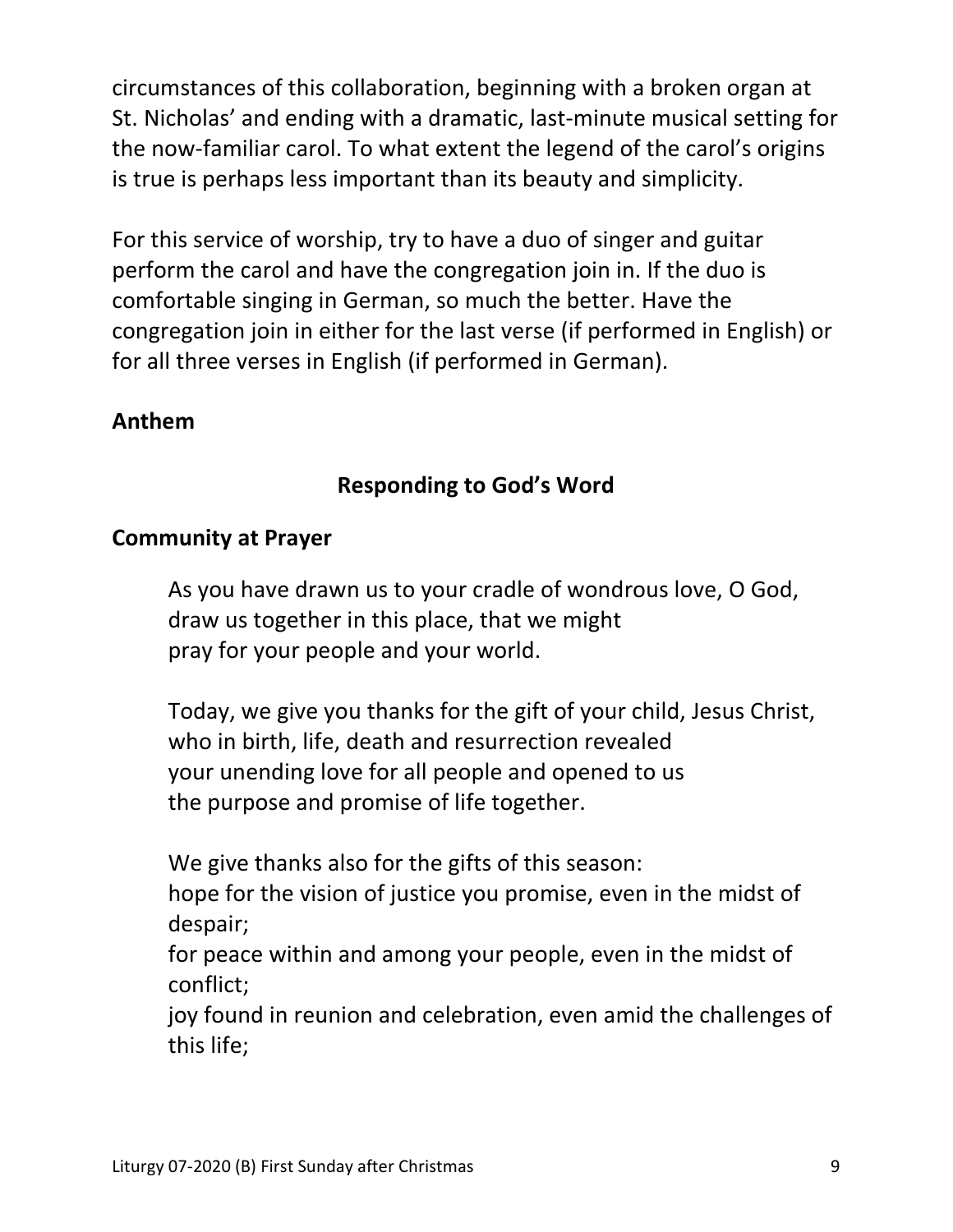circumstances of this collaboration, beginning with a broken organ at St. Nicholas' and ending with a dramatic, last-minute musical setting for the now-familiar carol. To what extent the legend of the carol's origins is true is perhaps less important than its beauty and simplicity.

For this service of worship, try to have a duo of singer and guitar perform the carol and have the congregation join in. If the duo is comfortable singing in German, so much the better. Have the congregation join in either for the last verse (if performed in English) or for all three verses in English (if performed in German).

**Anthem**

## Responding to God's Word

**Community at Prayer**

> As you have drawn us to your cradle of wondrous love, O God,
> draw us together in this place, that we might
> pray for your people and your world.
>
> Today, we give you thanks for the gift of your child, Jesus Christ,
> who in birth, life, death and resurrection revealed
> your unending love for all people and opened to us
> the purpose and promise of life together.
>
> We give thanks also for the gifts of this season:
> hope for the vision of justice you promise, even in the midst of despair;
> for peace within and among your people, even in the midst of conflict;
> joy found in reunion and celebration, even amid the challenges of this life;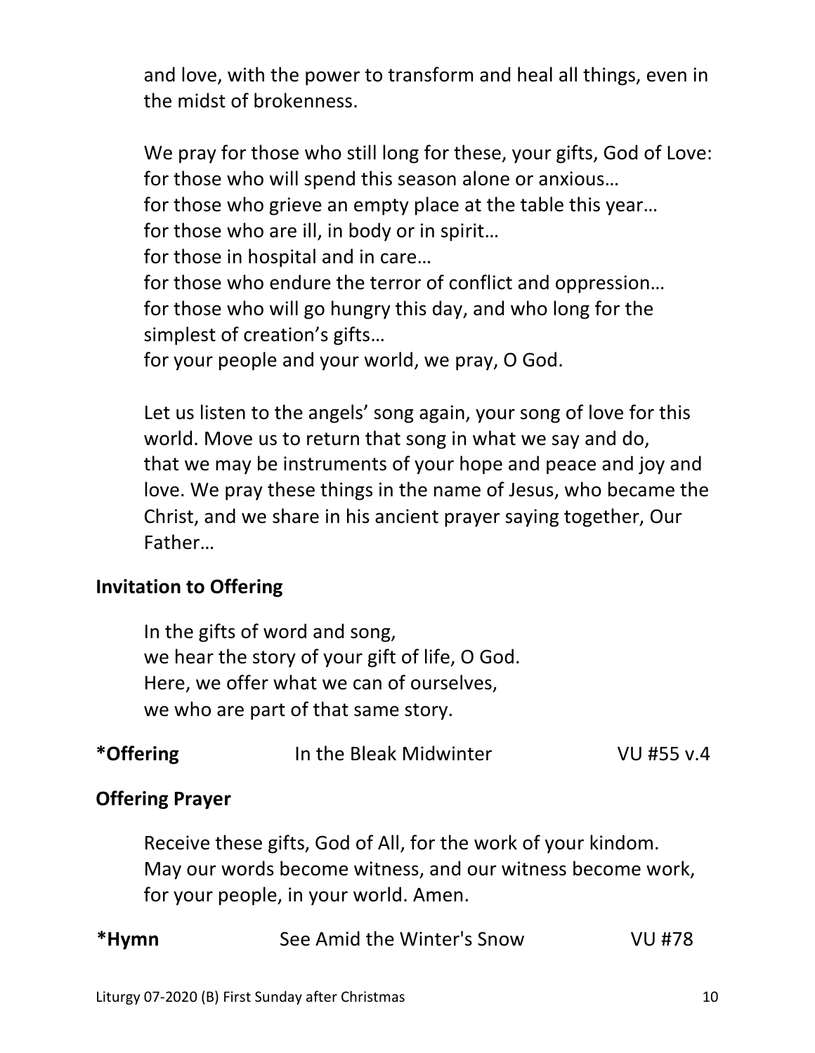and love, with the power to transform and heal all things, even in the midst of brokenness.

We pray for those who still long for these, your gifts, God of Love:
for those who will spend this season alone or anxious…
for those who grieve an empty place at the table this year…
for those who are ill, in body or in spirit…
for those in hospital and in care…
for those who endure the terror of conflict and oppression…
for those who will go hungry this day, and who long for the simplest of creation's gifts…
for your people and your world, we pray, O God.

Let us listen to the angels' song again, your song of love for this world. Move us to return that song in what we say and do, that we may be instruments of your hope and peace and joy and love. We pray these things in the name of Jesus, who became the Christ, and we share in his ancient prayer saying together, Our Father…

**Invitation to Offering**

In the gifts of word and song,
we hear the story of your gift of life, O God.
Here, we offer what we can of ourselves,
we who are part of that same story.

**\*Offering** In the Bleak Midwinter VU #55 v.4

**Offering Prayer**

Receive these gifts, God of All, for the work of your kindom.
May our words become witness, and our witness become work,
for your people, in your world. Amen.

**\*Hymn** See Amid the Winter's Snow VU #78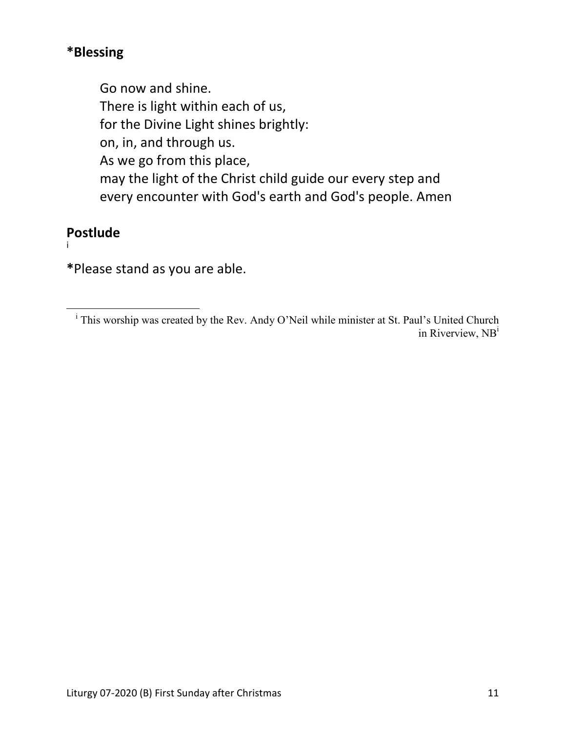**\*Blessing**

Go now and shine.
There is light within each of us,
for the Divine Light shines brightly:
on, in, and through us.
As we go from this place,
may the light of the Christ child guide our every step and
every encounter with God's earth and God's people. Amen

**Postlude**

[i]

**\***Please stand as you are able.

---

[i] This worship was created by the Rev. Andy O'Neil while minister at St. Paul's United Church in Riverview, NB[i]